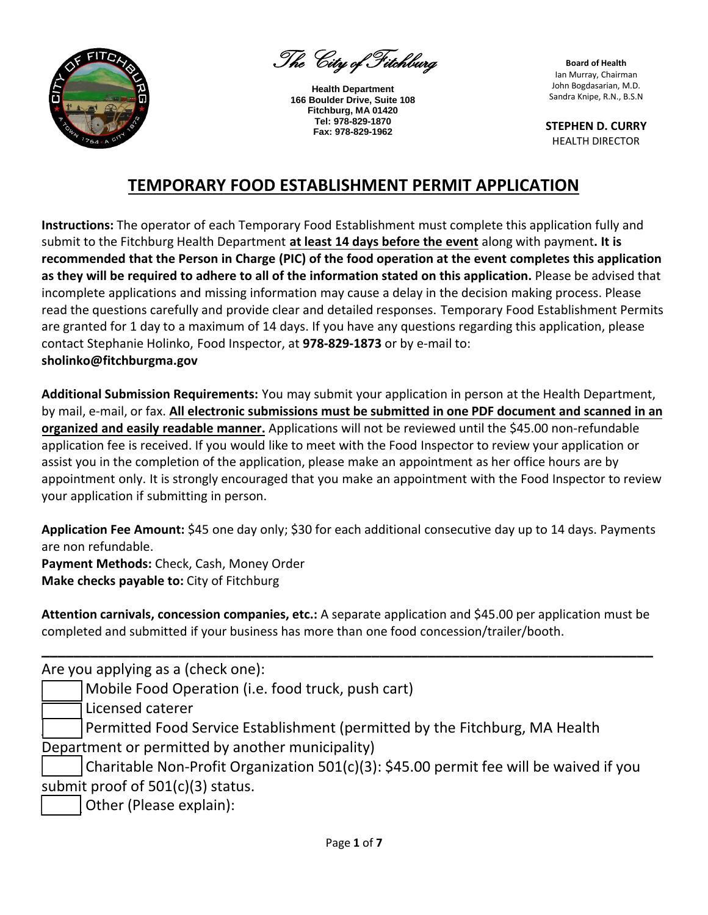*The City of Fitchburg*

**Health Department**
**166 Boulder Drive, Suite 108**
**Fitchburg, MA 01420**
**Tel: 978-829-1870**
**Fax: 978-829-1962**

**Board of Health**
Ian Murray, Chairman
John Bogdasarian, M.D.
Sandra Knipe, R.N., B.S.N

**STEPHEN D. CURRY**
HEALTH DIRECTOR

# TEMPORARY FOOD ESTABLISHMENT PERMIT APPLICATION

**Instructions:** The operator of each Temporary Food Establishment must complete this application fully and submit to the Fitchburg Health Department **at least 14 days before the event** along with payment**. It is recommended that the Person in Charge (PIC) of the food operation at the event completes this application as they will be required to adhere to all of the information stated on this application.** Please be advised that incomplete applications and missing information may cause a delay in the decision making process. Please read the questions carefully and provide clear and detailed responses. Temporary Food Establishment Permits are granted for 1 day to a maximum of 14 days. If you have any questions regarding this application, please contact Stephanie Holinko, Food Inspector, at **978-829-1873** or by e-mail to: **sholinko@fitchburgma.gov**

**Additional Submission Requirements:** You may submit your application in person at the Health Department, by mail, e-mail, or fax. **All electronic submissions must be submitted in one PDF document and scanned in an organized and easily readable manner.** Applications will not be reviewed until the $45.00 non-refundable application fee is received. If you would like to meet with the Food Inspector to review your application or assist you in the completion of the application, please make an appointment as her office hours are by appointment only. It is strongly encouraged that you make an appointment with the Food Inspector to review your application if submitting in person.

**Application Fee Amount:** $45 one day only; $30 for each additional consecutive day up to 14 days. Payments are non refundable.
**Payment Methods:** Check, Cash, Money Order
**Make checks payable to:** City of Fitchburg

**Attention carnivals, concession companies, etc.:** A separate application and $45.00 per application must be completed and submitted if your business has more than one food concession/trailer/booth.

---

Are you applying as a (check one):

- ☐ Mobile Food Operation (i.e. food truck, push cart)
- ☐ Licensed caterer
- ☐ Permitted Food Service Establishment (permitted by the Fitchburg, MA Health Department or permitted by another municipality)
- ☐ Charitable Non-Profit Organization 501(c)(3): $45.00 permit fee will be waived if you submit proof of 501(c)(3) status.
- ☐ Other (Please explain):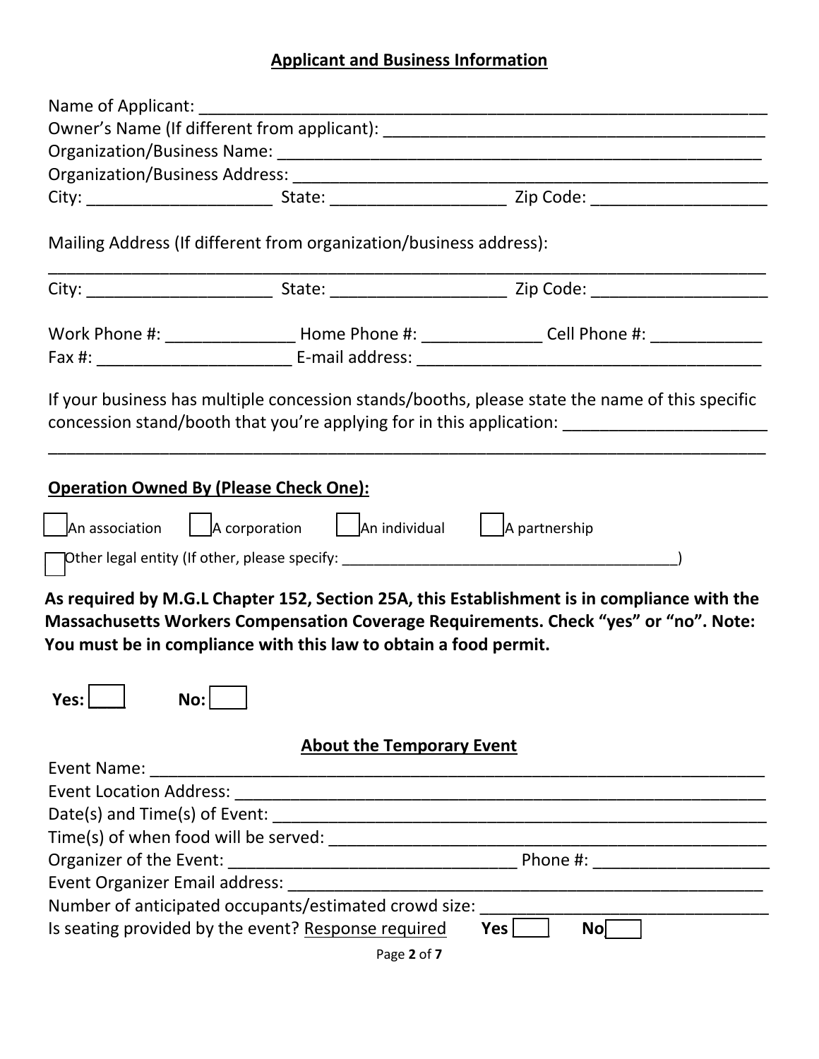## Applicant and Business Information

Name of Applicant: ___________________________________________________________________

Owner's Name (If different from applicant): _____________________________________________

Organization/Business Name: ______________________________________________________

Organization/Business Address: ____________________________________________________

City: ____________________ State: ___________________ Zip Code: ___________________

Mailing Address (If different from organization/business address):

_____________________________________________________________________________

City: ____________________ State: ___________________ Zip Code: ___________________

Work Phone #: ______________ Home Phone #: _____________ Cell Phone #: ____________

Fax #: _____________________ E-mail address: ______________________________________

If your business has multiple concession stands/booths, please state the name of this specific concession stand/booth that you're applying for in this application: ______________________

_____________________________________________________________________________

**Operation Owned By (Please Check One):**

☐ An association ☐ A corporation ☐ An individual ☐ A partnership

☐ Other legal entity (If other, please specify: ________________________________________)

**As required by M.G.L Chapter 152, Section 25A, this Establishment is in compliance with the Massachusetts Workers Compensation Coverage Requirements. Check "yes" or "no". Note: You must be in compliance with this law to obtain a food permit.**

**Yes:** ☐ **No:** ☐

## About the Temporary Event

Event Name: _________________________________________________________________

Event Location Address: _______________________________________________________

Date(s) and Time(s) of Event: ___________________________________________________

Time(s) of when food will be served: _____________________________________________

Organizer of the Event: _______________________________ Phone #: ___________________

Event Organizer Email address: _________________________________________________

Number of anticipated occupants/estimated crowd size: ______________________________

Is seating provided by the event? Response required **Yes** ☐ **No** ☐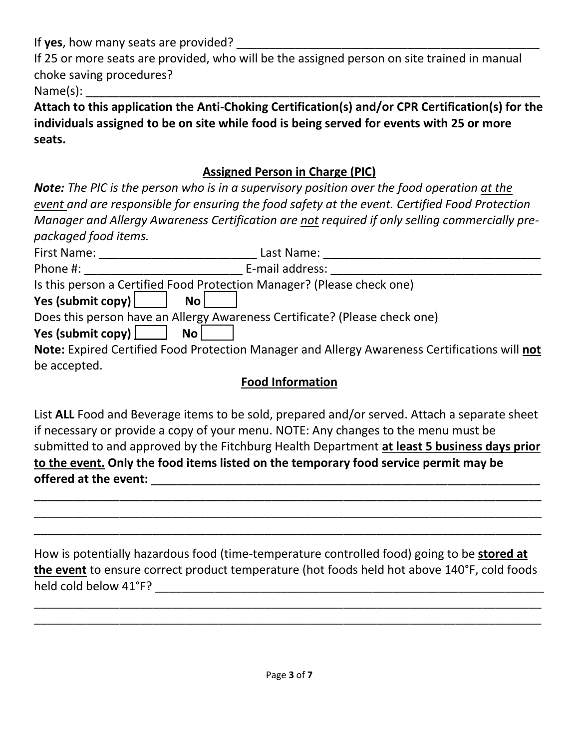If **yes**, how many seats are provided? ______________________________________________

If 25 or more seats are provided, who will be the assigned person on site trained in manual choke saving procedures?

Name(s): ______________________________________________________________________

**Attach to this application the Anti-Choking Certification(s) and/or CPR Certification(s) for the individuals assigned to be on site while food is being served for events with 25 or more seats.**

## Assigned Person in Charge (PIC)

***Note:*** *The PIC is the person who is in a supervisory position over the food operation at the event and are responsible for ensuring the food safety at the event. Certified Food Protection Manager and Allergy Awareness Certification are not required if only selling commercially pre-packaged food items.*

First Name: ________________________ Last Name: _________________________________

Phone #: ________________________ E-mail address: ________________________________

Is this person a Certified Food Protection Manager? (Please check one)

**Yes (submit copy)** ☐ **No** ☐

Does this person have an Allergy Awareness Certificate? (Please check one)

**Yes (submit copy)** ☐ **No** ☐

**Note:** Expired Certified Food Protection Manager and Allergy Awareness Certifications will **not** be accepted.

## Food Information

List **ALL** Food and Beverage items to be sold, prepared and/or served. Attach a separate sheet if necessary or provide a copy of your menu. NOTE: Any changes to the menu must be submitted to and approved by the Fitchburg Health Department **at least 5 business days prior to the event. Only the food items listed on the temporary food service permit may be offered at the event:** ______________________________________________________________

______________________________________________________________________________

______________________________________________________________________________

______________________________________________________________________________

How is potentially hazardous food (time-temperature controlled food) going to be **stored at the event** to ensure correct product temperature (hot foods held hot above 140°F, cold foods held cold below 41°F? ______________________________________________________________

______________________________________________________________________________

______________________________________________________________________________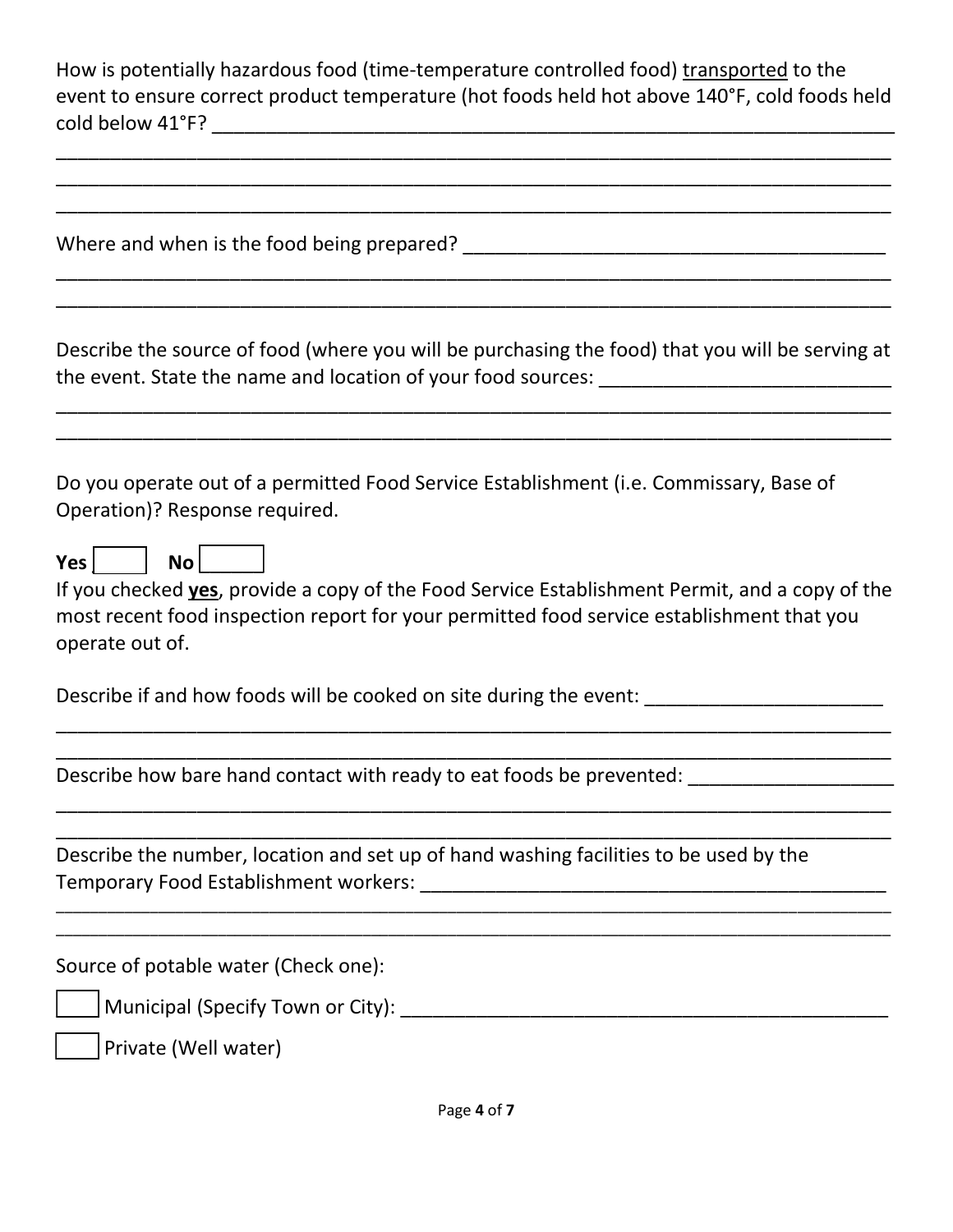How is potentially hazardous food (time-temperature controlled food) <u>transported</u> to the event to ensure correct product temperature (hot foods held hot above 140°F, cold foods held cold below 41°F? ______________________________________________________________

________________________________________________________________________________

________________________________________________________________________________

________________________________________________________________________________

Where and when is the food being prepared? _________________________________________

________________________________________________________________________________

________________________________________________________________________________

Describe the source of food (where you will be purchasing the food) that you will be serving at the event. State the name and location of your food sources: ___________________________

________________________________________________________________________________

________________________________________________________________________________

Do you operate out of a permitted Food Service Establishment (i.e. Commissary, Base of Operation)? Response required.

**Yes** ☐ **No** ☐

If you checked **<u>yes</u>**, provide a copy of the Food Service Establishment Permit, and a copy of the most recent food inspection report for your permitted food service establishment that you operate out of.

Describe if and how foods will be cooked on site during the event: ______________________

________________________________________________________________________________

________________________________________________________________________________

Describe how bare hand contact with ready to eat foods be prevented: ___________________

________________________________________________________________________________

________________________________________________________________________________

Describe the number, location and set up of hand washing facilities to be used by the Temporary Food Establishment workers: _____________________________________________

________________________________________________________________________________

________________________________________________________________________________

Source of potable water (Check one):

☐ Municipal (Specify Town or City): _______________________________________________

☐ Private (Well water)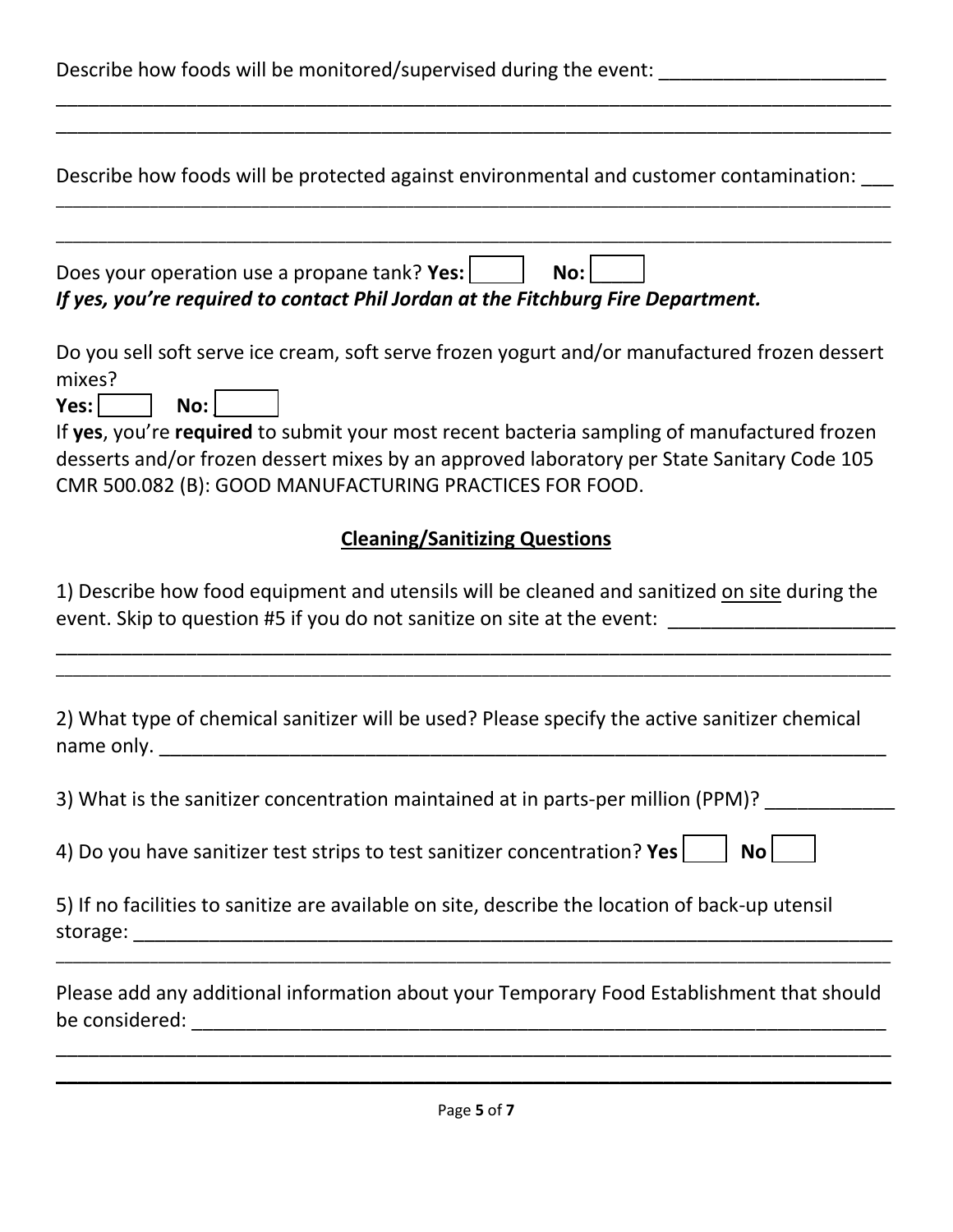Describe how foods will be monitored/supervised during the event: ____________________

______________________________________________________________________________

______________________________________________________________________________

Describe how foods will be protected against environmental and customer contamination: ___

______________________________________________________________________________

______________________________________________________________________________

Does your operation use a propane tank? **Yes:** ☐ **No:** ☐

***If yes, you're required to contact Phil Jordan at the Fitchburg Fire Department.***

Do you sell soft serve ice cream, soft serve frozen yogurt and/or manufactured frozen dessert mixes?

**Yes:** ☐ **No:** ☐

If **yes**, you're **required** to submit your most recent bacteria sampling of manufactured frozen desserts and/or frozen dessert mixes by an approved laboratory per State Sanitary Code 105 CMR 500.082 (B): GOOD MANUFACTURING PRACTICES FOR FOOD.

## Cleaning/Sanitizing Questions

1) Describe how food equipment and utensils will be cleaned and sanitized on site during the event. Skip to question #5 if you do not sanitize on site at the event: ____________________

______________________________________________________________________________

______________________________________________________________________________

2) What type of chemical sanitizer will be used? Please specify the active sanitizer chemical name only. ______________________________________________________________

3) What is the sanitizer concentration maintained at in parts-per million (PPM)? ___________

4) Do you have sanitizer test strips to test sanitizer concentration? **Yes** ☐ **No** ☐

5) If no facilities to sanitize are available on site, describe the location of back-up utensil storage: ______________________________________________________________________

______________________________________________________________________________

Please add any additional information about your Temporary Food Establishment that should be considered: ______________________________________________________________

______________________________________________________________________________

______________________________________________________________________________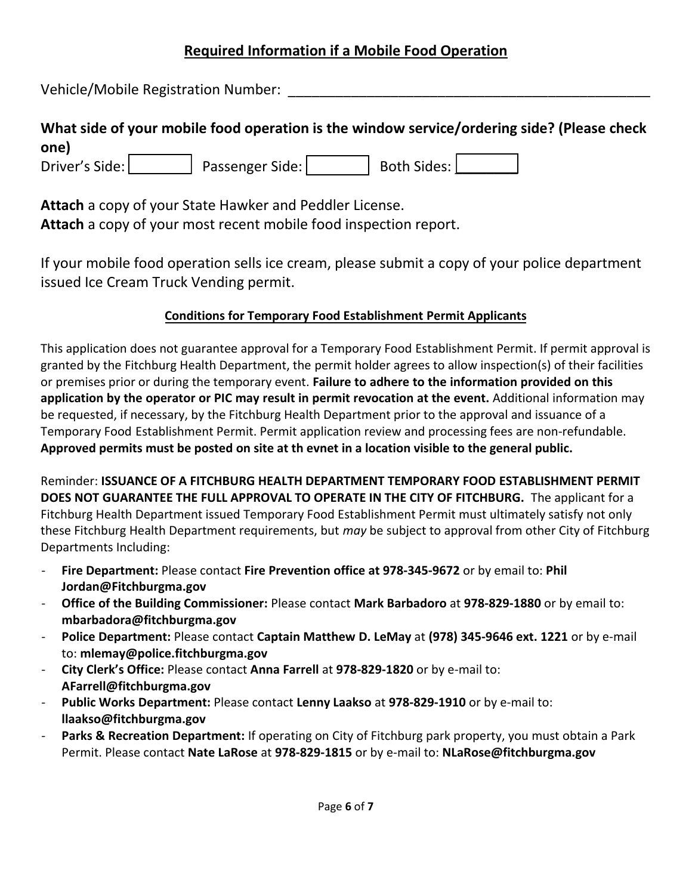## Required Information if a Mobile Food Operation

Vehicle/Mobile Registration Number: ______________________________________________

**What side of your mobile food operation is the window service/ordering side? (Please check one)**

Driver's Side: [ ] Passenger Side: [ ] Both Sides: [ ]

**Attach** a copy of your State Hawker and Peddler License.
**Attach** a copy of your most recent mobile food inspection report.

If your mobile food operation sells ice cream, please submit a copy of your police department issued Ice Cream Truck Vending permit.

### Conditions for Temporary Food Establishment Permit Applicants

This application does not guarantee approval for a Temporary Food Establishment Permit. If permit approval is granted by the Fitchburg Health Department, the permit holder agrees to allow inspection(s) of their facilities or premises prior or during the temporary event. **Failure to adhere to the information provided on this application by the operator or PIC may result in permit revocation at the event.** Additional information may be requested, if necessary, by the Fitchburg Health Department prior to the approval and issuance of a Temporary Food Establishment Permit. Permit application review and processing fees are non-refundable. **Approved permits must be posted on site at th evnet in a location visible to the general public.**

Reminder: **ISSUANCE OF A FITCHBURG HEALTH DEPARTMENT TEMPORARY FOOD ESTABLISHMENT PERMIT DOES NOT GUARANTEE THE FULL APPROVAL TO OPERATE IN THE CITY OF FITCHBURG.** The applicant for a Fitchburg Health Department issued Temporary Food Establishment Permit must ultimately satisfy not only these Fitchburg Health Department requirements, but *may* be subject to approval from other City of Fitchburg Departments Including:

- **Fire Department:** Please contact **Fire Prevention office at 978-345-9672** or by email to: **Phil Jordan@Fitchburgma.gov**
- **Office of the Building Commissioner:** Please contact **Mark Barbadoro** at **978-829-1880** or by email to: **mbarbadora@fitchburgma.gov**
- **Police Department:** Please contact **Captain Matthew D. LeMay** at **(978) 345-9646 ext. 1221** or by e-mail to: **mlemay@police.fitchburgma.gov**
- **City Clerk's Office:** Please contact **Anna Farrell** at **978-829-1820** or by e-mail to: **AFarrell@fitchburgma.gov**
- **Public Works Department:** Please contact **Lenny Laakso** at **978-829-1910** or by e-mail to: **llaakso@fitchburgma.gov**
- **Parks & Recreation Department:** If operating on City of Fitchburg park property, you must obtain a Park Permit. Please contact **Nate LaRose** at **978-829-1815** or by e-mail to: **NLaRose@fitchburgma.gov**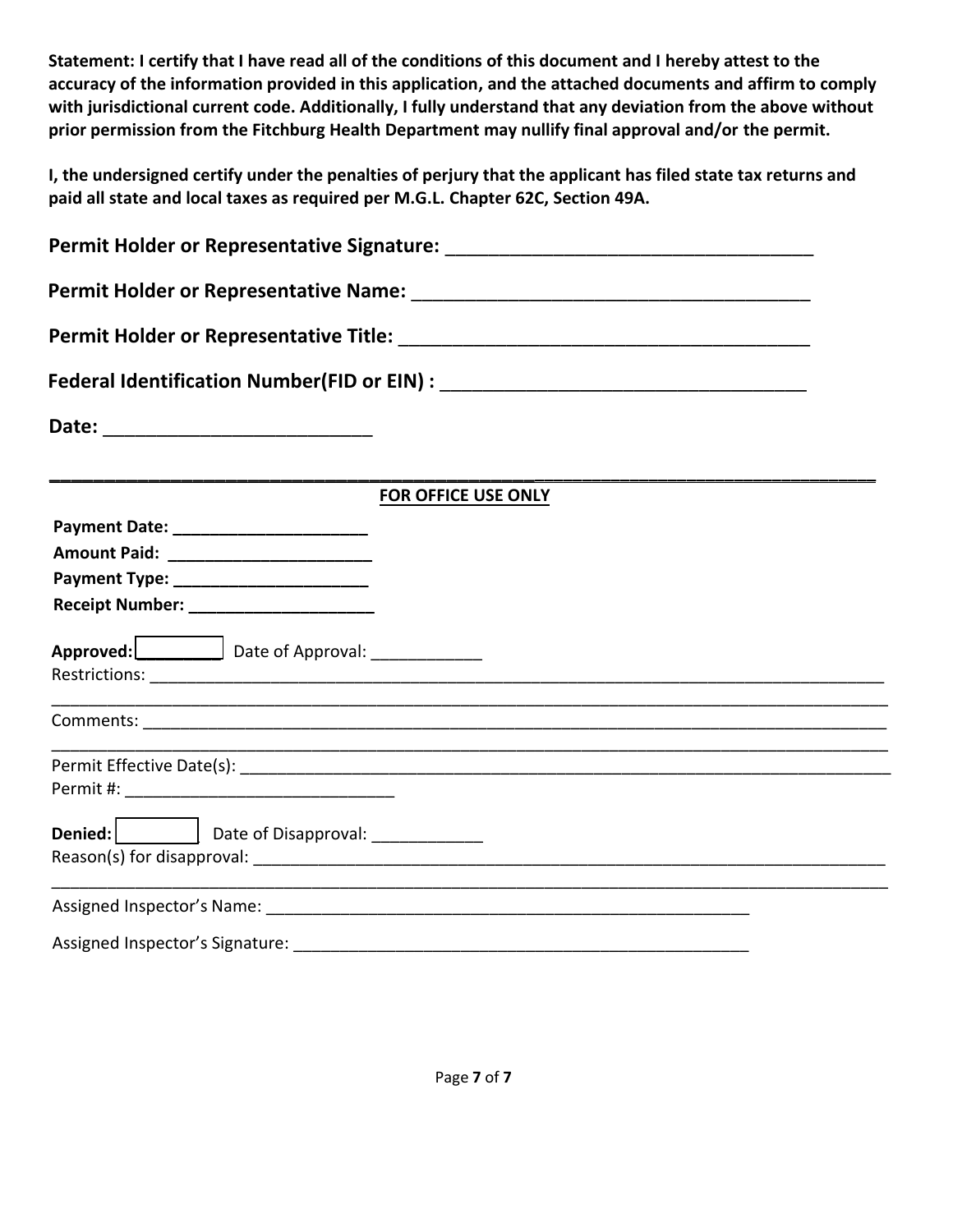**Statement: I certify that I have read all of the conditions of this document and I hereby attest to the accuracy of the information provided in this application, and the attached documents and affirm to comply with jurisdictional current code. Additionally, I fully understand that any deviation from the above without prior permission from the Fitchburg Health Department may nullify final approval and/or the permit.**

**I, the undersigned certify under the penalties of perjury that the applicant has filed state tax returns and paid all state and local taxes as required per M.G.L. Chapter 62C, Section 49A.**

**Permit Holder or Representative Signature:** ___________________________________

**Permit Holder or Representative Name:** ______________________________________

**Permit Holder or Representative Title:** _______________________________________

**Federal Identification Number(FID or EIN) :** __________________________________

**Date:** _________________________

---

**FOR OFFICE USE ONLY**

**Payment Date:** _____________________

**Amount Paid:** ______________________

**Payment Type:** _____________________

**Receipt Number:** ____________________

**Approved:** ☐ Date of Approval: ____________

Restrictions: ____________________________________________________________________________________

_______________________________________________________________________________________________

Comments: ______________________________________________________________________________________

_______________________________________________________________________________________________

Permit Effective Date(s): __________________________________________________________________________

Permit #: _____________________________

**Denied:** ☐ Date of Disapproval: ____________

Reason(s) for disapproval: __________________________________________________________________________

_______________________________________________________________________________________________

Assigned Inspector's Name: _______________________________________________________

Assigned Inspector's Signature: ____________________________________________________